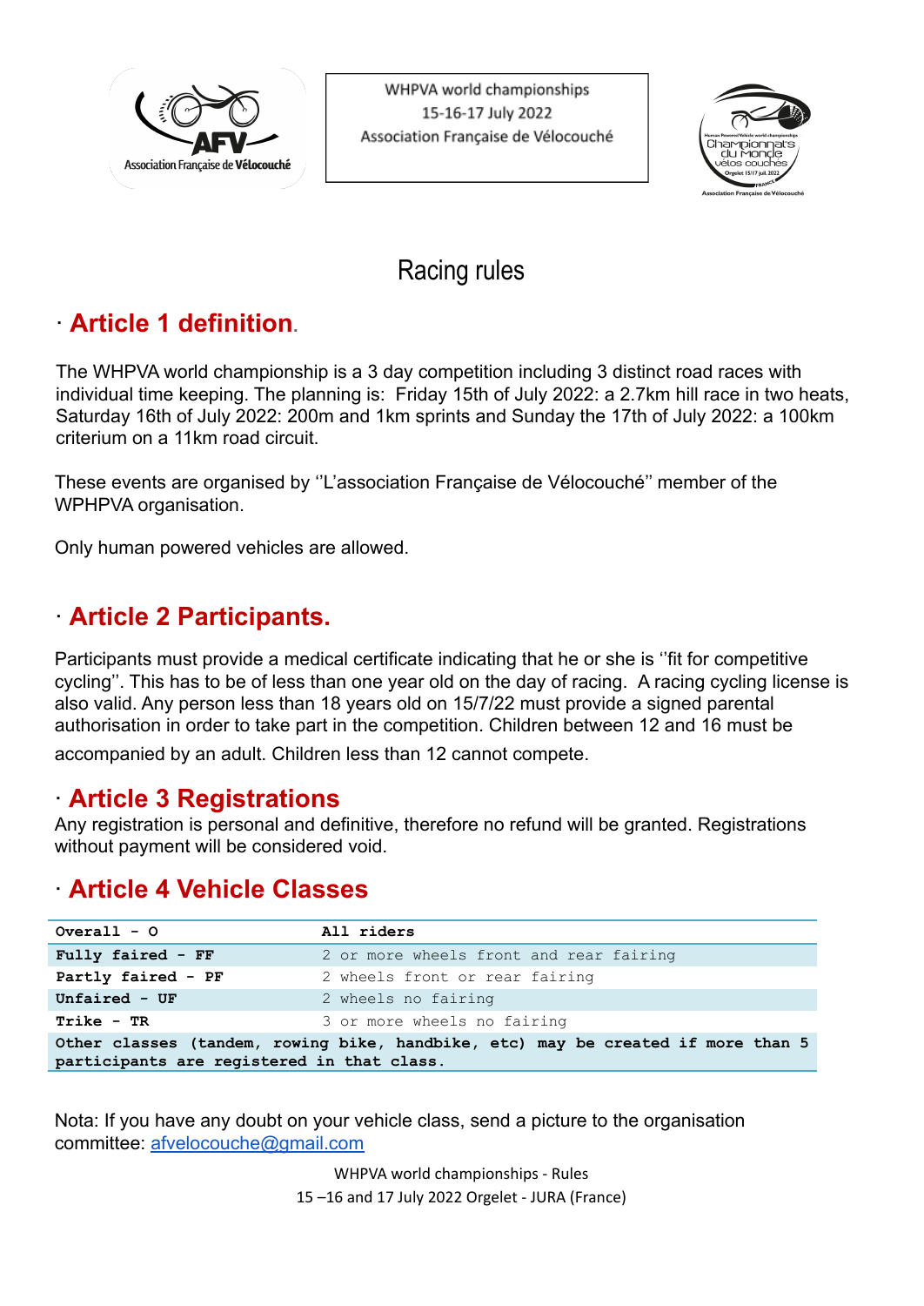WHPVA world championships
15-16-17 July 2022
Association Française de Vélocouché

# Racing rules

## · Article 1 definition.

The WHPVA world championship is a 3 day competition including 3 distinct road races with individual time keeping. The planning is: Friday 15th of July 2022: a 2.7km hill race in two heats, Saturday 16th of July 2022: 200m and 1km sprints and Sunday the 17th of July 2022: a 100km criterium on a 11km road circuit.

These events are organised by ''L'association Française de Vélocouché'' member of the WPHPVA organisation.

Only human powered vehicles are allowed.

## · Article 2 Participants.

Participants must provide a medical certificate indicating that he or she is ''fit for competitive cycling''. This has to be of less than one year old on the day of racing. A racing cycling license is also valid. Any person less than 18 years old on 15/7/22 must provide a signed parental authorisation in order to take part in the competition. Children between 12 and 16 must be accompanied by an adult. Children less than 12 cannot compete.

## · Article 3 Registrations

Any registration is personal and definitive, therefore no refund will be granted. Registrations without payment will be considered void.

## · Article 4 Vehicle Classes

| **Overall - O** | **All riders** |
|---|---|
| **Fully faired - FF** | 2 or more wheels front and rear fairing |
| **Partly faired - PF** | 2 wheels front or rear fairing |
| **Unfaired - UF** | 2 wheels no fairing |
| **Trike - TR** | 3 or more wheels no fairing |
| **Other classes (tandem, rowing bike, handbike, etc) may be created if more than 5 participants are registered in that class.** | |

Nota: If you have any doubt on your vehicle class, send a picture to the organisation committee: afvelocouche@gmail.com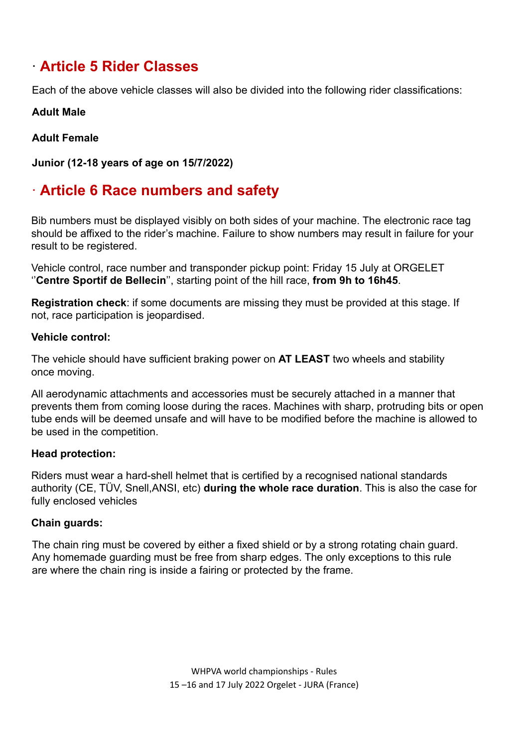## · Article 5 Rider Classes

Each of the above vehicle classes will also be divided into the following rider classifications:

**Adult Male**

**Adult Female**

**Junior (12-18 years of age on 15/7/2022)**

## · Article 6 Race numbers and safety

Bib numbers must be displayed visibly on both sides of your machine. The electronic race tag should be affixed to the rider's machine. Failure to show numbers may result in failure for your result to be registered.

Vehicle control, race number and transponder pickup point: Friday 15 July at ORGELET ''**Centre Sportif de Bellecin**'', starting point of the hill race, **from 9h to 16h45**.

**Registration check**: if some documents are missing they must be provided at this stage. If not, race participation is jeopardised.

**Vehicle control:**

The vehicle should have sufficient braking power on **AT LEAST** two wheels and stability once moving.

All aerodynamic attachments and accessories must be securely attached in a manner that prevents them from coming loose during the races. Machines with sharp, protruding bits or open tube ends will be deemed unsafe and will have to be modified before the machine is allowed to be used in the competition.

**Head protection:**

Riders must wear a hard-shell helmet that is certified by a recognised national standards authority (CE, TÜV, Snell,ANSI, etc) **during the whole race duration**. This is also the case for fully enclosed vehicles

**Chain guards:**

The chain ring must be covered by either a fixed shield or by a strong rotating chain guard. Any homemade guarding must be free from sharp edges. The only exceptions to this rule are where the chain ring is inside a fairing or protected by the frame.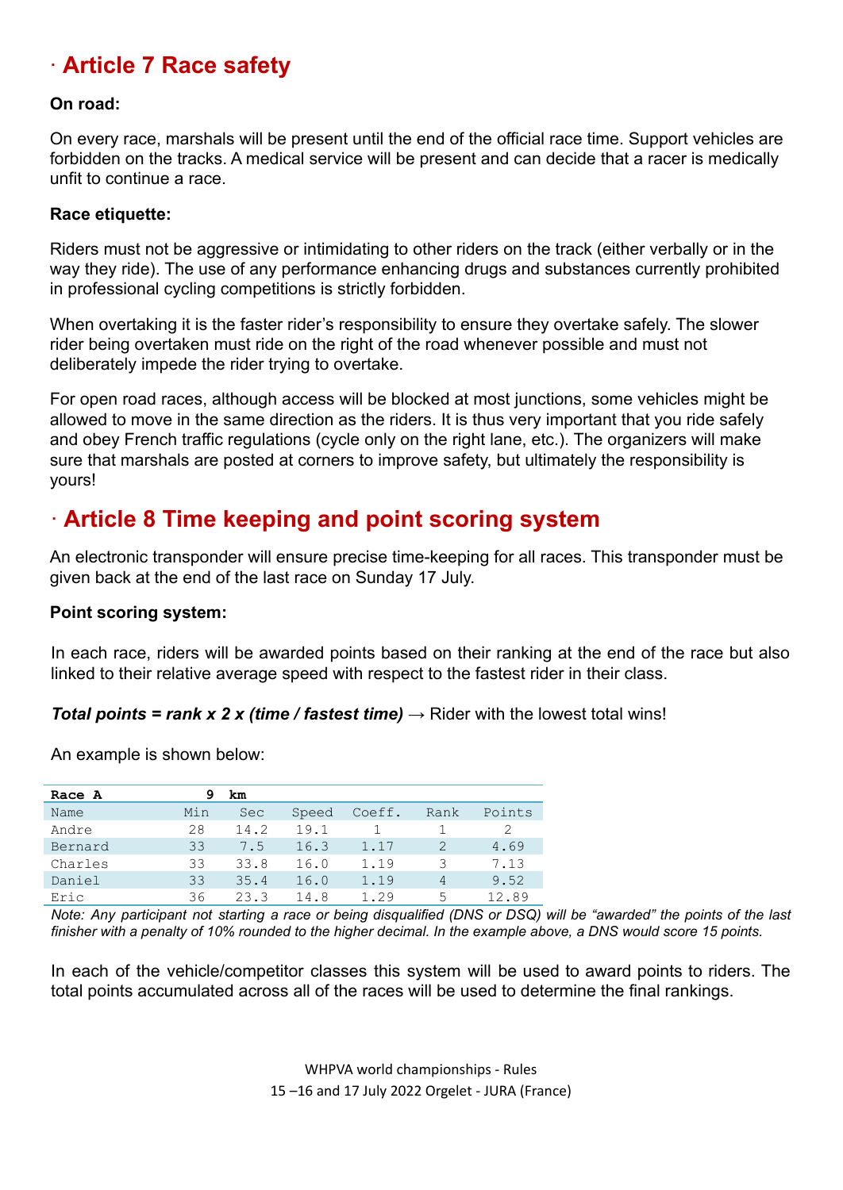## · Article 7 Race safety

**On road:**

On every race, marshals will be present until the end of the official race time. Support vehicles are forbidden on the tracks. A medical service will be present and can decide that a racer is medically unfit to continue a race.

**Race etiquette:**

Riders must not be aggressive or intimidating to other riders on the track (either verbally or in the way they ride). The use of any performance enhancing drugs and substances currently prohibited in professional cycling competitions is strictly forbidden.

When overtaking it is the faster rider's responsibility to ensure they overtake safely. The slower rider being overtaken must ride on the right of the road whenever possible and must not deliberately impede the rider trying to overtake.

For open road races, although access will be blocked at most junctions, some vehicles might be allowed to move in the same direction as the riders. It is thus very important that you ride safely and obey French traffic regulations (cycle only on the right lane, etc.). The organizers will make sure that marshals are posted at corners to improve safety, but ultimately the responsibility is yours!

## · Article 8 Time keeping and point scoring system

An electronic transponder will ensure precise time-keeping for all races. This transponder must be given back at the end of the last race on Sunday 17 July.

**Point scoring system:**

In each race, riders will be awarded points based on their ranking at the end of the race but also linked to their relative average speed with respect to the fastest rider in their class.

***Total points = rank x 2 x (time / fastest time)*** → Rider with the lowest total wins!

An example is shown below:

| **Race A** | **9 km** | | | | | |
|---|---|---|---|---|---|---|
| Name | Min | Sec | Speed | Coeff. | Rank | Points |
| Andre | 28 | 14.2 | 19.1 | 1 | 1 | 2 |
| Bernard | 33 | 7.5 | 16.3 | 1.17 | 2 | 4.69 |
| Charles | 33 | 33.8 | 16.0 | 1.19 | 3 | 7.13 |
| Daniel | 33 | 35.4 | 16.0 | 1.19 | 4 | 9.52 |
| Eric | 36 | 23.3 | 14.8 | 1.29 | 5 | 12.89 |

*Note: Any participant not starting a race or being disqualified (DNS or DSQ) will be "awarded" the points of the last finisher with a penalty of 10% rounded to the higher decimal. In the example above, a DNS would score 15 points.*

In each of the vehicle/competitor classes this system will be used to award points to riders. The total points accumulated across all of the races will be used to determine the final rankings.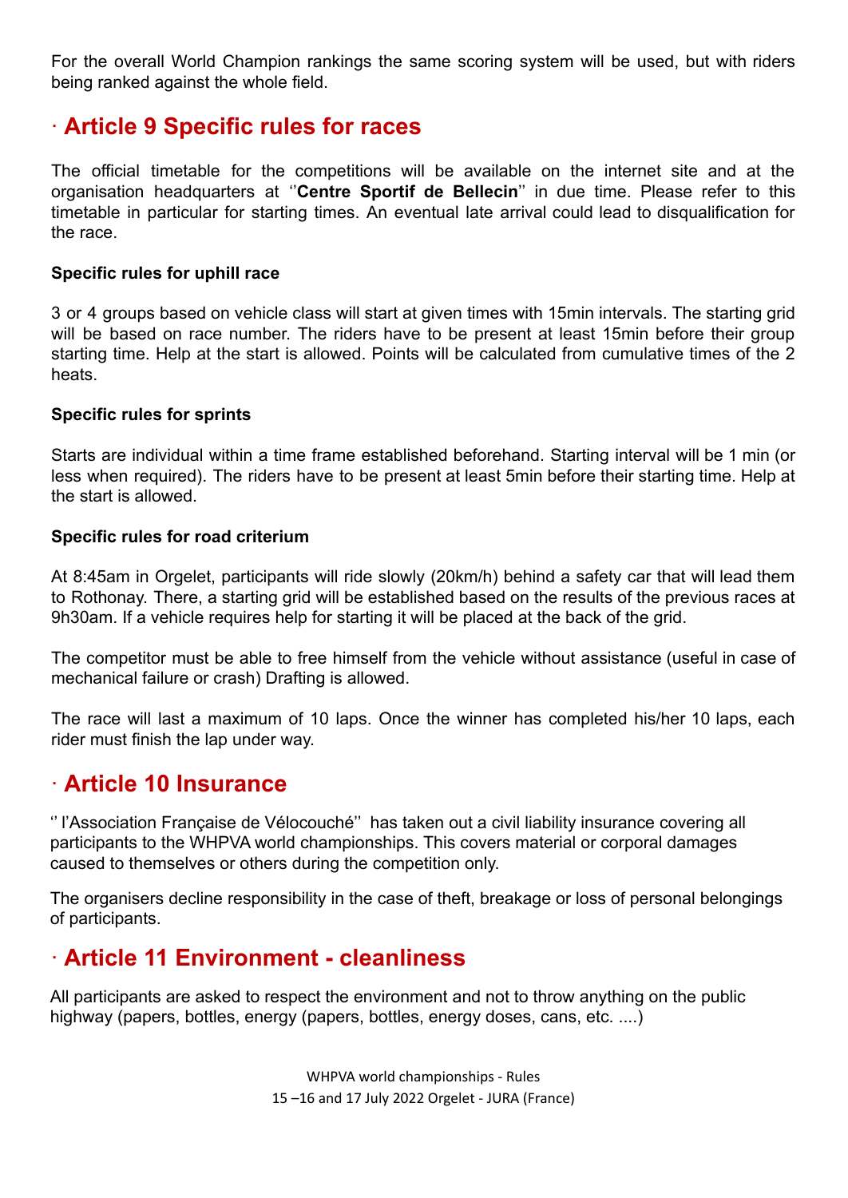For the overall World Champion rankings the same scoring system will be used, but with riders being ranked against the whole field.

## · Article 9 Specific rules for races

The official timetable for the competitions will be available on the internet site and at the organisation headquarters at ''**Centre Sportif de Bellecin**'' in due time. Please refer to this timetable in particular for starting times. An eventual late arrival could lead to disqualification for the race.

**Specific rules for uphill race**

3 or 4 groups based on vehicle class will start at given times with 15min intervals. The starting grid will be based on race number. The riders have to be present at least 15min before their group starting time. Help at the start is allowed. Points will be calculated from cumulative times of the 2 heats.

**Specific rules for sprints**

Starts are individual within a time frame established beforehand. Starting interval will be 1 min (or less when required). The riders have to be present at least 5min before their starting time. Help at the start is allowed.

**Specific rules for road criterium**

At 8:45am in Orgelet, participants will ride slowly (20km/h) behind a safety car that will lead them to Rothonay. There, a starting grid will be established based on the results of the previous races at 9h30am. If a vehicle requires help for starting it will be placed at the back of the grid.

The competitor must be able to free himself from the vehicle without assistance (useful in case of mechanical failure or crash) Drafting is allowed.

The race will last a maximum of 10 laps. Once the winner has completed his/her 10 laps, each rider must finish the lap under way.

## · Article 10 Insurance

'' l'Association Française de Vélocouché'' has taken out a civil liability insurance covering all participants to the WHPVA world championships. This covers material or corporal damages caused to themselves or others during the competition only.

The organisers decline responsibility in the case of theft, breakage or loss of personal belongings of participants.

## · Article 11 Environment - cleanliness

All participants are asked to respect the environment and not to throw anything on the public highway (papers, bottles, energy (papers, bottles, energy doses, cans, etc. ....)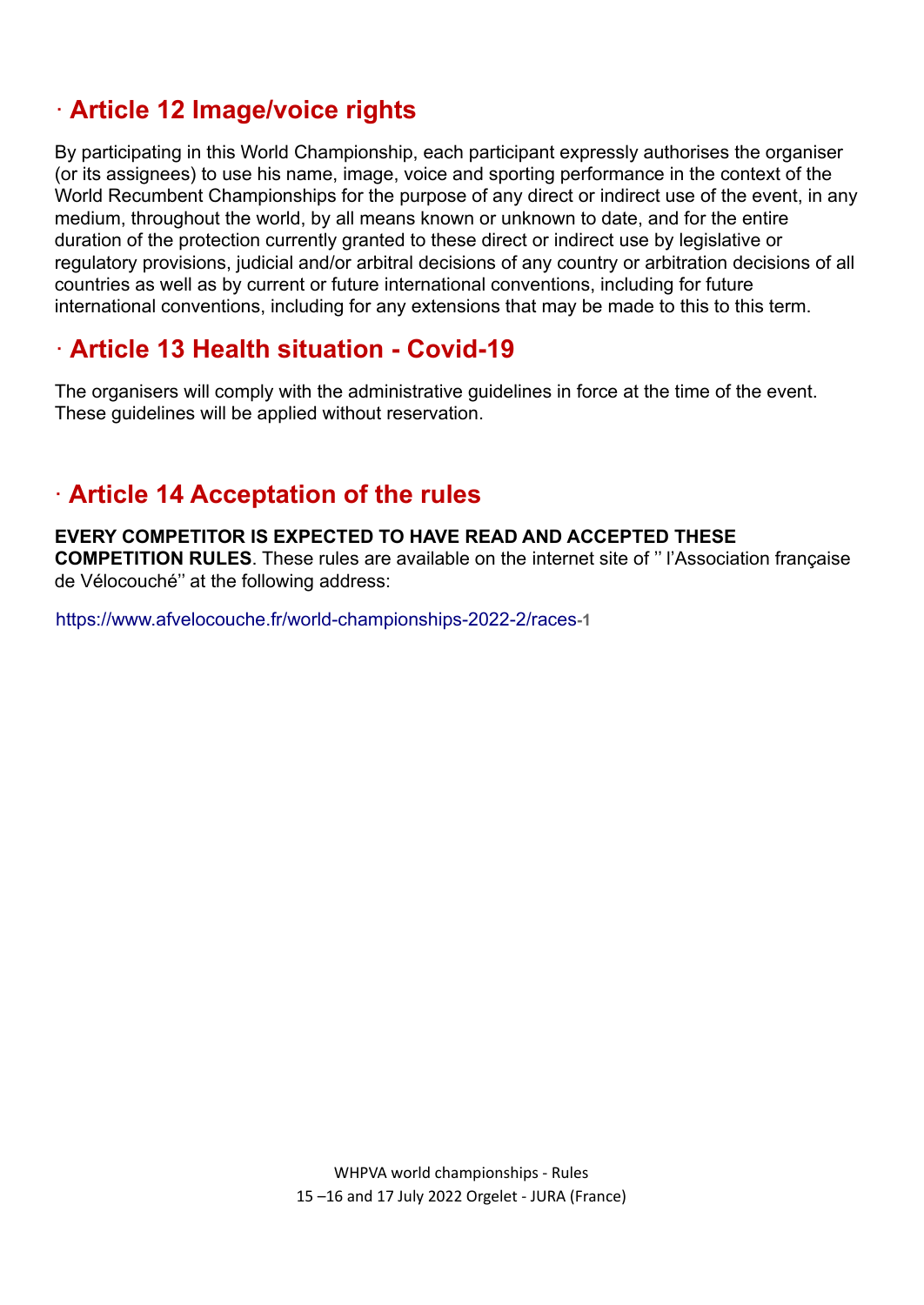## · Article 12 Image/voice rights

By participating in this World Championship, each participant expressly authorises the organiser (or its assignees) to use his name, image, voice and sporting performance in the context of the World Recumbent Championships for the purpose of any direct or indirect use of the event, in any medium, throughout the world, by all means known or unknown to date, and for the entire duration of the protection currently granted to these direct or indirect use by legislative or regulatory provisions, judicial and/or arbitral decisions of any country or arbitration decisions of all countries as well as by current or future international conventions, including for future international conventions, including for any extensions that may be made to this to this term.

## · Article 13 Health situation - Covid-19

The organisers will comply with the administrative guidelines in force at the time of the event. These guidelines will be applied without reservation.

## · Article 14 Acceptation of the rules

**EVERY COMPETITOR IS EXPECTED TO HAVE READ AND ACCEPTED THESE COMPETITION RULES**. These rules are available on the internet site of '' l'Association française de Vélocouché'' at the following address:

https://www.afvelocouche.fr/world-championships-2022-2/races-1